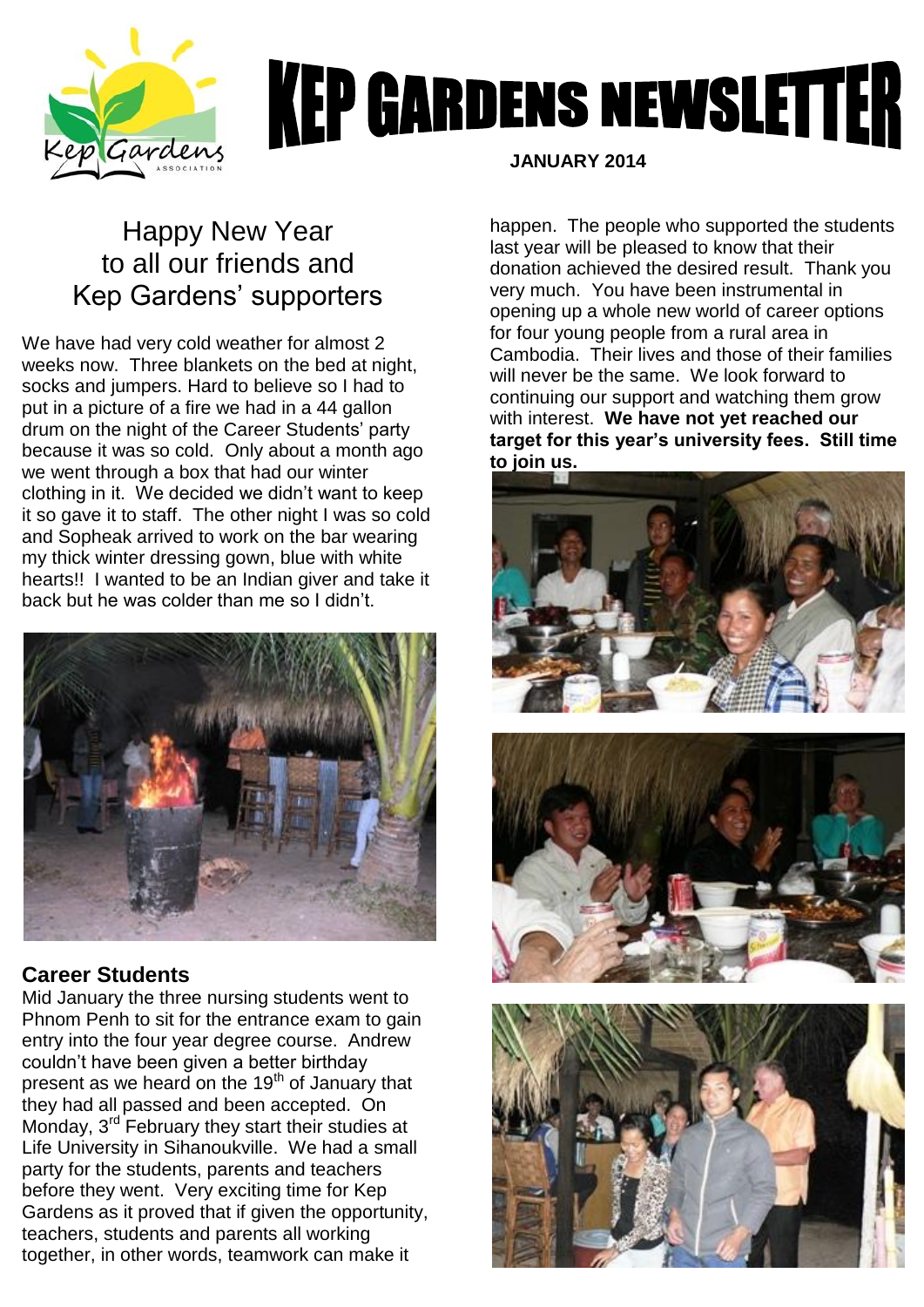# KEP GARDENS NEWSLETTER

**JANUARY 2014**

## Happy New Year to all our friends and Kep Gardens' supporters

We have had very cold weather for almost 2 weeks now. Three blankets on the bed at night, socks and jumpers. Hard to believe so I had to put in a picture of a fire we had in a 44 gallon drum on the night of the Career Students' party because it was so cold. Only about a month ago we went through a box that had our winter clothing in it. We decided we didn't want to keep it so gave it to staff. The other night I was so cold and Sopheak arrived to work on the bar wearing my thick winter dressing gown, blue with white hearts!! I wanted to be an Indian giver and take it back but he was colder than me so I didn't.

### Career Students

Mid January the three nursing students went to Phnom Penh to sit for the entrance exam to gain entry into the four year degree course. Andrew couldn't have been given a better birthday present as we heard on the 19th of January that they had all passed and been accepted. On Monday, 3rd February they start their studies at Life University in Sihanoukville. We had a small party for the students, parents and teachers before they went. Very exciting time for Kep Gardens as it proved that if given the opportunity, teachers, students and parents all working together, in other words, teamwork can make it happen. The people who supported the students last year will be pleased to know that their donation achieved the desired result. Thank you very much. You have been instrumental in opening up a whole new world of career options for four young people from a rural area in Cambodia. Their lives and those of their families will never be the same. We look forward to continuing our support and watching them grow with interest. **We have not yet reached our target for this year's university fees. Still time to join us.**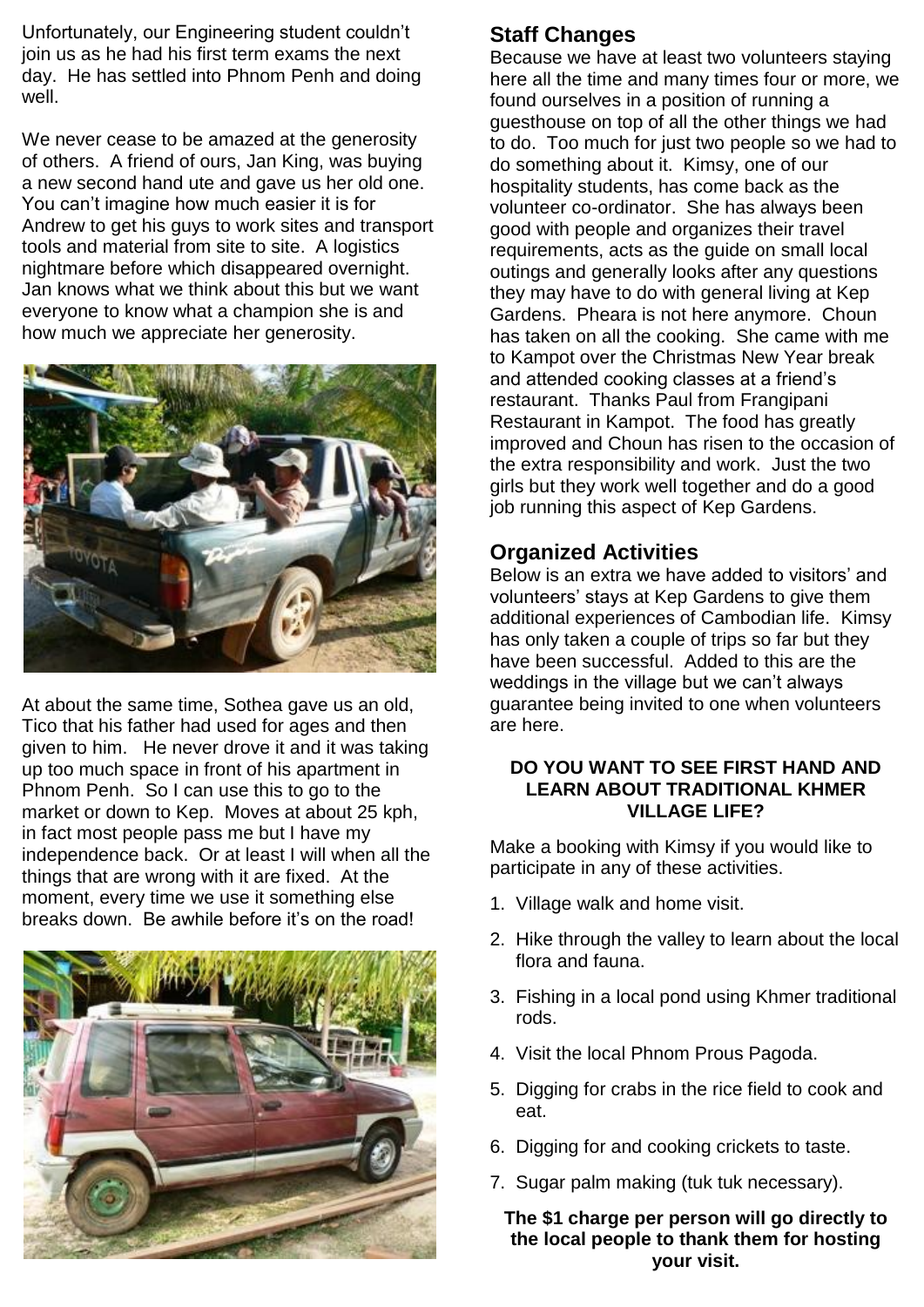Unfortunately, our Engineering student couldn't join us as he had his first term exams the next day. He has settled into Phnom Penh and doing well.

We never cease to be amazed at the generosity of others. A friend of ours, Jan King, was buying a new second hand ute and gave us her old one. You can't imagine how much easier it is for Andrew to get his guys to work sites and transport tools and material from site to site. A logistics nightmare before which disappeared overnight. Jan knows what we think about this but we want everyone to know what a champion she is and how much we appreciate her generosity.

At about the same time, Sothea gave us an old, Tico that his father had used for ages and then given to him. He never drove it and it was taking up too much space in front of his apartment in Phnom Penh. So I can use this to go to the market or down to Kep. Moves at about 25 kph, in fact most people pass me but I have my independence back. Or at least I will when all the things that are wrong with it are fixed. At the moment, every time we use it something else breaks down. Be awhile before it's on the road!

## Staff Changes

Because we have at least two volunteers staying here all the time and many times four or more, we found ourselves in a position of running a guesthouse on top of all the other things we had to do. Too much for just two people so we had to do something about it. Kimsy, one of our hospitality students, has come back as the volunteer co-ordinator. She has always been good with people and organizes their travel requirements, acts as the guide on small local outings and generally looks after any questions they may have to do with general living at Kep Gardens. Pheara is not here anymore. Choun has taken on all the cooking. She came with me to Kampot over the Christmas New Year break and attended cooking classes at a friend's restaurant. Thanks Paul from Frangipani Restaurant in Kampot. The food has greatly improved and Choun has risen to the occasion of the extra responsibility and work. Just the two girls but they work well together and do a good job running this aspect of Kep Gardens.

## Organized Activities

Below is an extra we have added to visitors' and volunteers' stays at Kep Gardens to give them additional experiences of Cambodian life. Kimsy has only taken a couple of trips so far but they have been successful. Added to this are the weddings in the village but we can't always guarantee being invited to one when volunteers are here.

**DO YOU WANT TO SEE FIRST HAND AND LEARN ABOUT TRADITIONAL KHMER VILLAGE LIFE?**

Make a booking with Kimsy if you would like to participate in any of these activities.

1. Village walk and home visit.
2. Hike through the valley to learn about the local flora and fauna.
3. Fishing in a local pond using Khmer traditional rods.
4. Visit the local Phnom Prous Pagoda.
5. Digging for crabs in the rice field to cook and eat.
6. Digging for and cooking crickets to taste.
7. Sugar palm making (tuk tuk necessary).

**The $1 charge per person will go directly to the local people to thank them for hosting your visit.**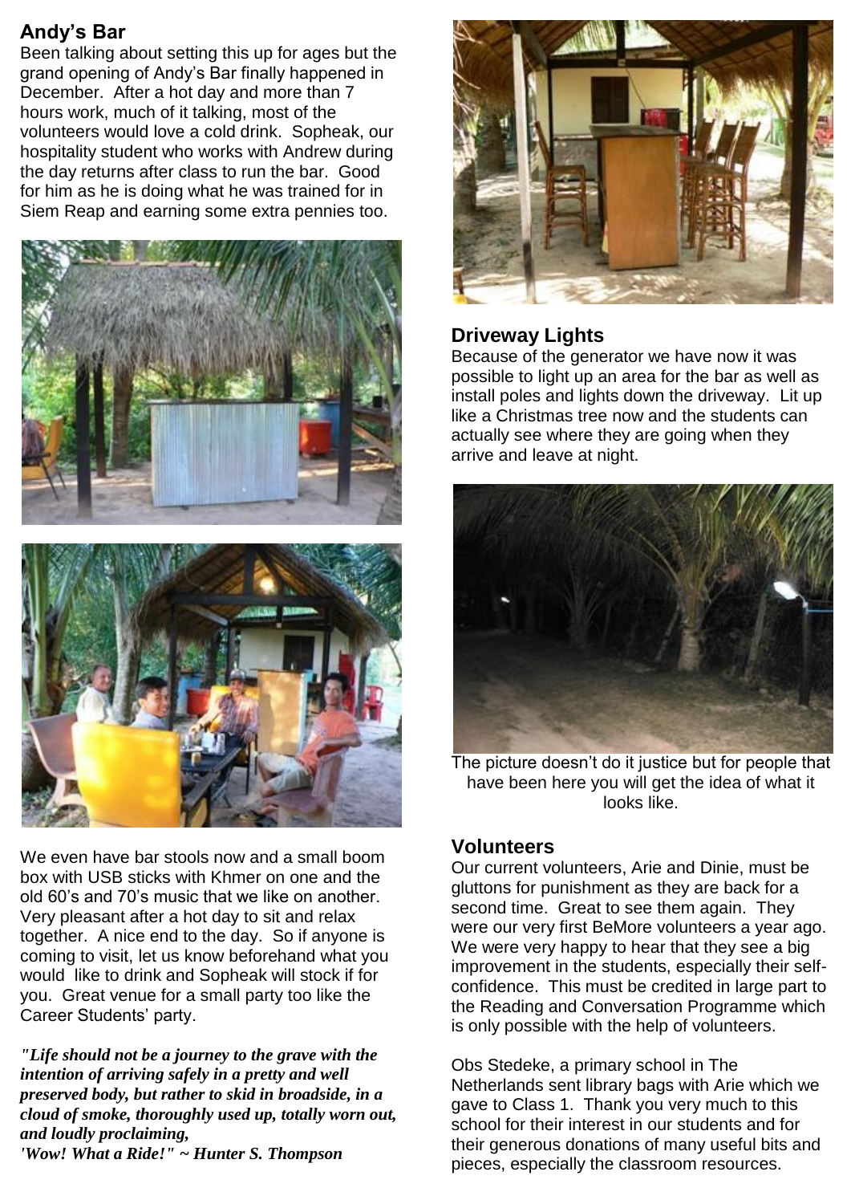## Andy's Bar

Been talking about setting this up for ages but the grand opening of Andy's Bar finally happened in December. After a hot day and more than 7 hours work, much of it talking, most of the volunteers would love a cold drink. Sopheak, our hospitality student who works with Andrew during the day returns after class to run the bar. Good for him as he is doing what he was trained for in Siem Reap and earning some extra pennies too.

We even have bar stools now and a small boom box with USB sticks with Khmer on one and the old 60's and 70's music that we like on another. Very pleasant after a hot day to sit and relax together. A nice end to the day. So if anyone is coming to visit, let us know beforehand what you would like to drink and Sopheak will stock if for you. Great venue for a small party too like the Career Students' party.

***"Life should not be a journey to the grave with the intention of arriving safely in a pretty and well preserved body, but rather to skid in broadside, in a cloud of smoke, thoroughly used up, totally worn out, and loudly proclaiming,***
***'Wow! What a Ride!" ~ Hunter S. Thompson***

## Driveway Lights

Because of the generator we have now it was possible to light up an area for the bar as well as install poles and lights down the driveway. Lit up like a Christmas tree now and the students can actually see where they are going when they arrive and leave at night.

The picture doesn't do it justice but for people that have been here you will get the idea of what it looks like.

## Volunteers

Our current volunteers, Arie and Dinie, must be gluttons for punishment as they are back for a second time. Great to see them again. They were our very first BeMore volunteers a year ago. We were very happy to hear that they see a big improvement in the students, especially their self-confidence. This must be credited in large part to the Reading and Conversation Programme which is only possible with the help of volunteers.

Obs Stedeke, a primary school in The Netherlands sent library bags with Arie which we gave to Class 1. Thank you very much to this school for their interest in our students and for their generous donations of many useful bits and pieces, especially the classroom resources.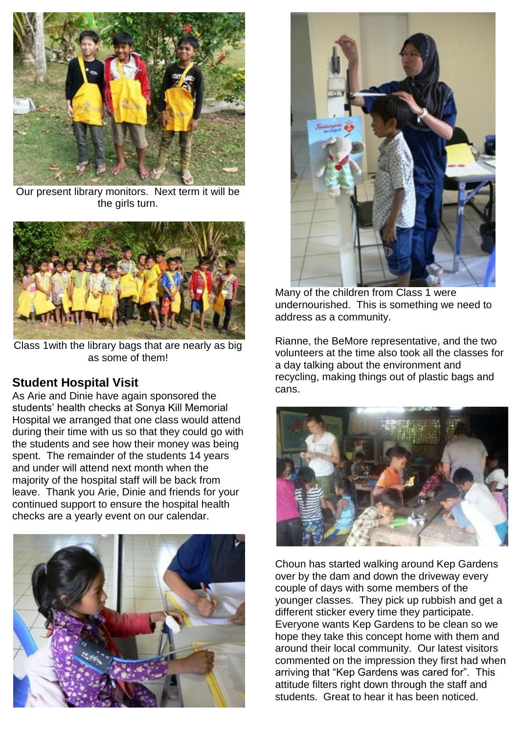Our present library monitors. Next term it will be the girls turn.

Class 1with the library bags that are nearly as big as some of them!

## Student Hospital Visit

As Arie and Dinie have again sponsored the students' health checks at Sonya Kill Memorial Hospital we arranged that one class would attend during their time with us so that they could go with the students and see how their money was being spent. The remainder of the students 14 years and under will attend next month when the majority of the hospital staff will be back from leave. Thank you Arie, Dinie and friends for your continued support to ensure the hospital health checks are a yearly event on our calendar.

Many of the children from Class 1 were undernourished. This is something we need to address as a community.

Rianne, the BeMore representative, and the two volunteers at the time also took all the classes for a day talking about the environment and recycling, making things out of plastic bags and cans.

Choun has started walking around Kep Gardens over by the dam and down the driveway every couple of days with some members of the younger classes. They pick up rubbish and get a different sticker every time they participate. Everyone wants Kep Gardens to be clean so we hope they take this concept home with them and around their local community. Our latest visitors commented on the impression they first had when arriving that "Kep Gardens was cared for". This attitude filters right down through the staff and students. Great to hear it has been noticed.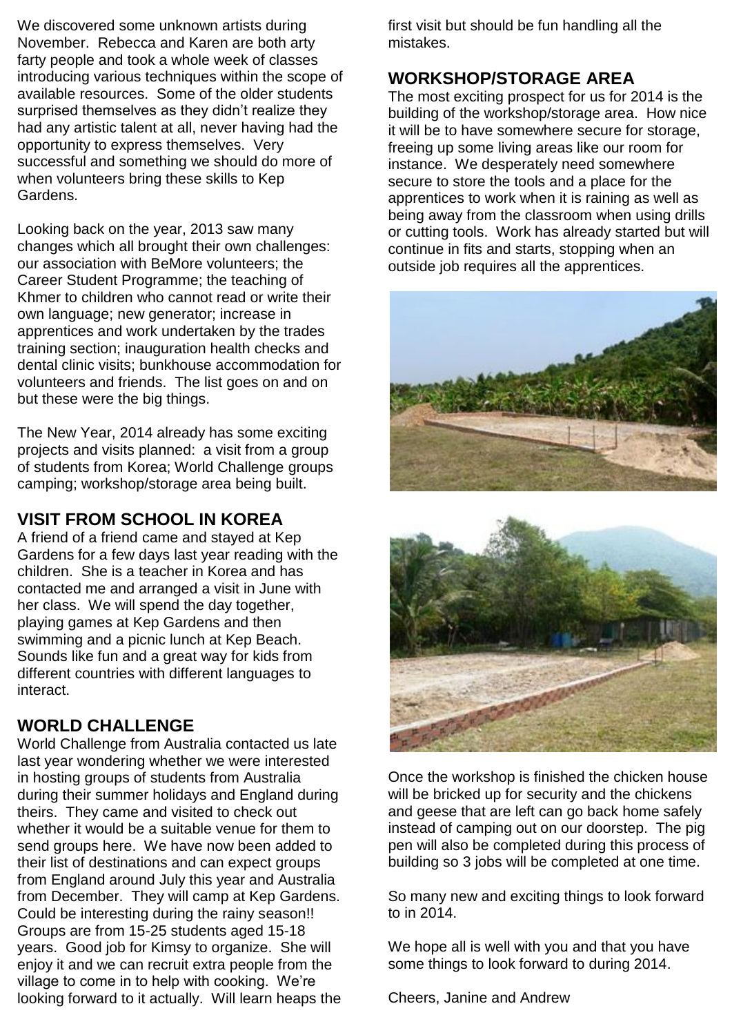We discovered some unknown artists during November. Rebecca and Karen are both arty farty people and took a whole week of classes introducing various techniques within the scope of available resources. Some of the older students surprised themselves as they didn't realize they had any artistic talent at all, never having had the opportunity to express themselves. Very successful and something we should do more of when volunteers bring these skills to Kep Gardens.

Looking back on the year, 2013 saw many changes which all brought their own challenges: our association with BeMore volunteers; the Career Student Programme; the teaching of Khmer to children who cannot read or write their own language; new generator; increase in apprentices and work undertaken by the trades training section; inauguration health checks and dental clinic visits; bunkhouse accommodation for volunteers and friends. The list goes on and on but these were the big things.

The New Year, 2014 already has some exciting projects and visits planned: a visit from a group of students from Korea; World Challenge groups camping; workshop/storage area being built.

## VISIT FROM SCHOOL IN KOREA

A friend of a friend came and stayed at Kep Gardens for a few days last year reading with the children. She is a teacher in Korea and has contacted me and arranged a visit in June with her class. We will spend the day together, playing games at Kep Gardens and then swimming and a picnic lunch at Kep Beach. Sounds like fun and a great way for kids from different countries with different languages to interact.

## WORLD CHALLENGE

World Challenge from Australia contacted us late last year wondering whether we were interested in hosting groups of students from Australia during their summer holidays and England during theirs. They came and visited to check out whether it would be a suitable venue for them to send groups here. We have now been added to their list of destinations and can expect groups from England around July this year and Australia from December. They will camp at Kep Gardens. Could be interesting during the rainy season!! Groups are from 15-25 students aged 15-18 years. Good job for Kimsy to organize. She will enjoy it and we can recruit extra people from the village to come in to help with cooking. We're looking forward to it actually. Will learn heaps the first visit but should be fun handling all the mistakes.

## WORKSHOP/STORAGE AREA

The most exciting prospect for us for 2014 is the building of the workshop/storage area. How nice it will be to have somewhere secure for storage, freeing up some living areas like our room for instance. We desperately need somewhere secure to store the tools and a place for the apprentices to work when it is raining as well as being away from the classroom when using drills or cutting tools. Work has already started but will continue in fits and starts, stopping when an outside job requires all the apprentices.

Once the workshop is finished the chicken house will be bricked up for security and the chickens and geese that are left can go back home safely instead of camping out on our doorstep. The pig pen will also be completed during this process of building so 3 jobs will be completed at one time.

So many new and exciting things to look forward to in 2014.

We hope all is well with you and that you have some things to look forward to during 2014.

Cheers, Janine and Andrew